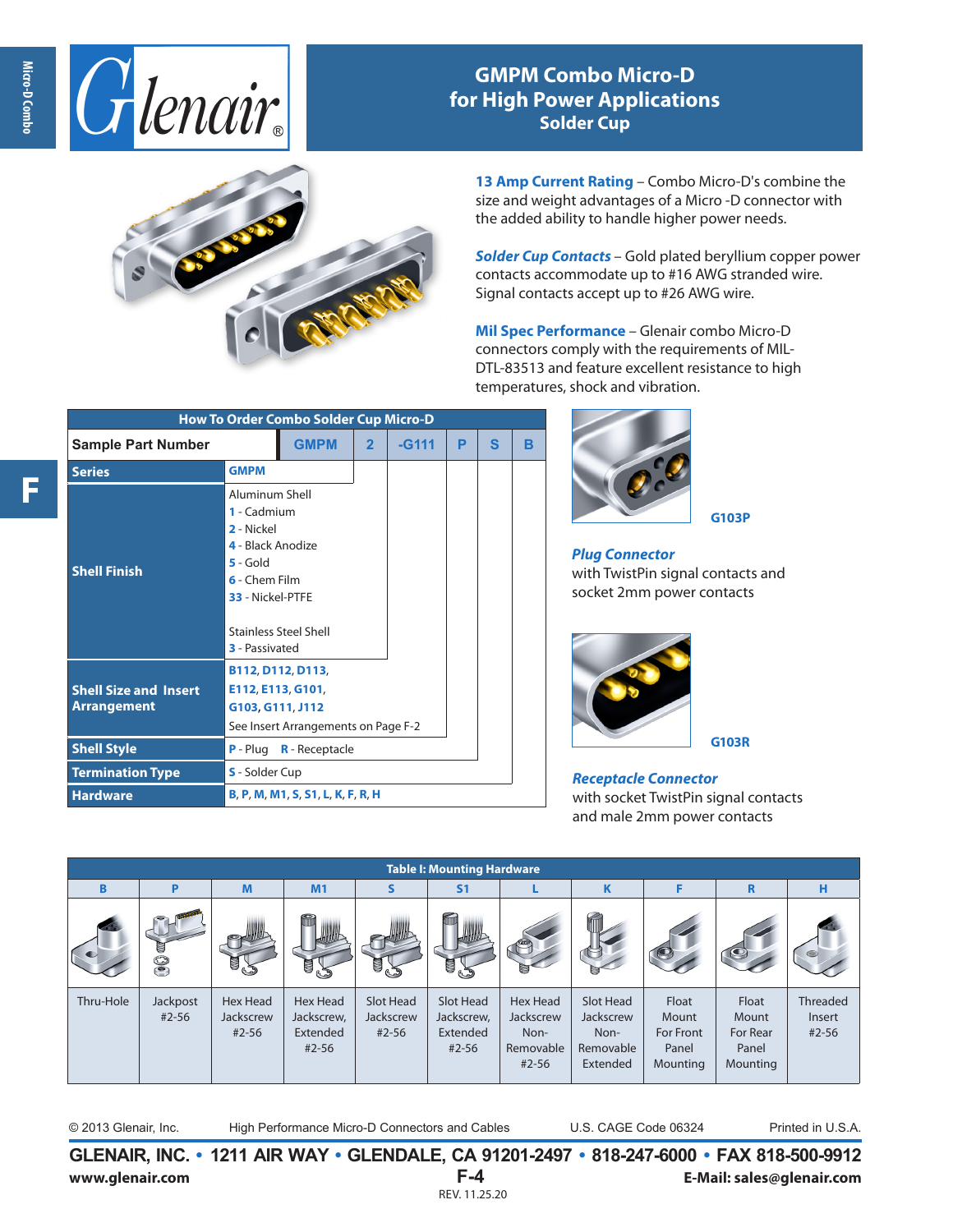# GMPM Combo Micro-D for High Power Applications

## Solder Cup

**13 Amp Current Rating** – Combo Micro-D's combine the size and weight advantages of a Micro -D connector with the added ability to handle higher power needs.

***Solder Cup Contacts*** – Gold plated beryllium copper power contacts accommodate up to #16 AWG stranded wire. Signal contacts accept up to #26 AWG wire.

**Mil Spec Performance** – Glenair combo Micro-D connectors comply with the requirements of MIL-DTL-83513 and feature excellent resistance to high temperatures, shock and vibration.

### How To Order Combo Solder Cup Micro-D

| Sample Part Number | GMPM | 2 | -G111 | P | S | B |
|---|---|---|---|---|---|---|
| **Series** | GMPM | | | | | |
| **Shell Finish** | Aluminum Shell<br>1 - Cadmium<br>2 - Nickel<br>4 - Black Anodize<br>5 - Gold<br>6 - Chem Film<br>33 - Nickel-PTFE<br><br>Stainless Steel Shell<br>3 - Passivated | | | | | |
| **Shell Size and Insert Arrangement** | B112, D112, D113, E112, E113, G101, G103, G111, J112<br>See Insert Arrangements on Page F-2 | | | | | |
| **Shell Style** | P - Plug R - Receptacle | | | | | |
| **Termination Type** | S - Solder Cup | | | | | |
| **Hardware** | B, P, M, M1, S, S1, L, K, F, R, H | | | | | |

G103P

***Plug Connector***
with TwistPin signal contacts and socket 2mm power contacts

G103R

***Receptacle Connector***
with socket TwistPin signal contacts and male 2mm power contacts

### Table I: Mounting Hardware

| B | P | M | M1 | S | S1 | L | K | F | R | H |
|---|---|---|---|---|---|---|---|---|---|---|
| Thru-Hole | Jackpost #2-56 | Hex Head Jackscrew #2-56 | Hex Head Jackscrew, Extended #2-56 | Slot Head Jackscrew #2-56 | Slot Head Jackscrew, Extended #2-56 | Hex Head Jackscrew Non-Removable #2-56 | Slot Head Jackscrew Non-Removable Extended | Float Mount For Front Panel Mounting | Float Mount For Rear Panel Mounting | Threaded Insert #2-56 |

© 2013 Glenair, Inc. High Performance Micro-D Connectors and Cables U.S. CAGE Code 06324 Printed in U.S.A.

**GLENAIR, INC. • 1211 AIR WAY • GLENDALE, CA 91201-2497 • 818-247-6000 • FAX 818-500-9912**

**www.glenair.com** **F-4** **E-Mail: sales@glenair.com**

REV. 11.25.20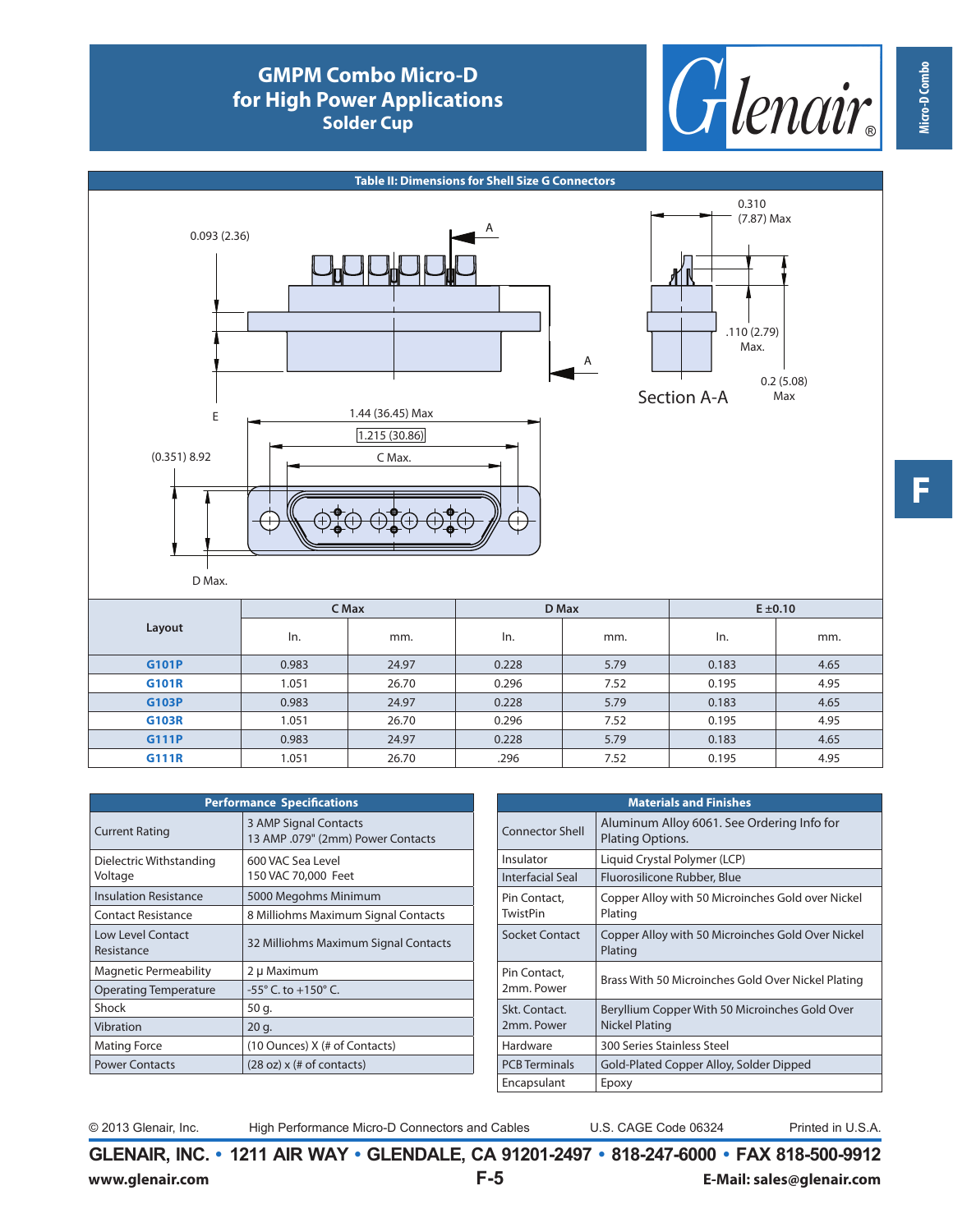# GMPM Combo Micro-D for High Power Applications
## Solder Cup

**Table II: Dimensions for Shell Size G Connectors**

0.093 (2.36)

A

A

0.310 (7.87) Max

.110 (2.79) Max.

0.2 (5.08) Max

Section A-A

E

1.44 (36.45) Max

1.215 (30.86)

C Max.

(0.351) 8.92

D Max.

| Layout | C Max | | D Max | | E ±0.10 | |
|---|---|---|---|---|---|---|
| | In. | mm. | In. | mm. | In. | mm. |
| G101P | 0.983 | 24.97 | 0.228 | 5.79 | 0.183 | 4.65 |
| G101R | 1.051 | 26.70 | 0.296 | 7.52 | 0.195 | 4.95 |
| G103P | 0.983 | 24.97 | 0.228 | 5.79 | 0.183 | 4.65 |
| G103R | 1.051 | 26.70 | 0.296 | 7.52 | 0.195 | 4.95 |
| G111P | 0.983 | 24.97 | 0.228 | 5.79 | 0.183 | 4.65 |
| G111R | 1.051 | 26.70 | .296 | 7.52 | 0.195 | 4.95 |

| Performance Specifications | |
|---|---|
| Current Rating | 3 AMP Signal Contacts<br>13 AMP .079" (2mm) Power Contacts |
| Dielectric Withstanding Voltage | 600 VAC Sea Level<br>150 VAC 70,000 Feet |
| Insulation Resistance | 5000 Megohms Minimum |
| Contact Resistance | 8 Milliohms Maximum Signal Contacts |
| Low Level Contact Resistance | 32 Milliohms Maximum Signal Contacts |
| Magnetic Permeability | 2 μ Maximum |
| Operating Temperature | -55° C. to +150° C. |
| Shock | 50 g. |
| Vibration | 20 g. |
| Mating Force | (10 Ounces) X (# of Contacts) |
| Power Contacts | (28 oz) x (# of contacts) |

| Materials and Finishes | |
|---|---|
| Connector Shell | Aluminum Alloy 6061. See Ordering Info for Plating Options. |
| Insulator | Liquid Crystal Polymer (LCP) |
| Interfacial Seal | Fluorosilicone Rubber, Blue |
| Pin Contact, TwistPin | Copper Alloy with 50 Microinches Gold over Nickel Plating |
| Socket Contact | Copper Alloy with 50 Microinches Gold Over Nickel Plating |
| Pin Contact, 2mm. Power | Brass With 50 Microinches Gold Over Nickel Plating |
| Skt. Contact. 2mm. Power | Beryllium Copper With 50 Microinches Gold Over Nickel Plating |
| Hardware | 300 Series Stainless Steel |
| PCB Terminals | Gold-Plated Copper Alloy, Solder Dipped |
| Encapsulant | Epoxy |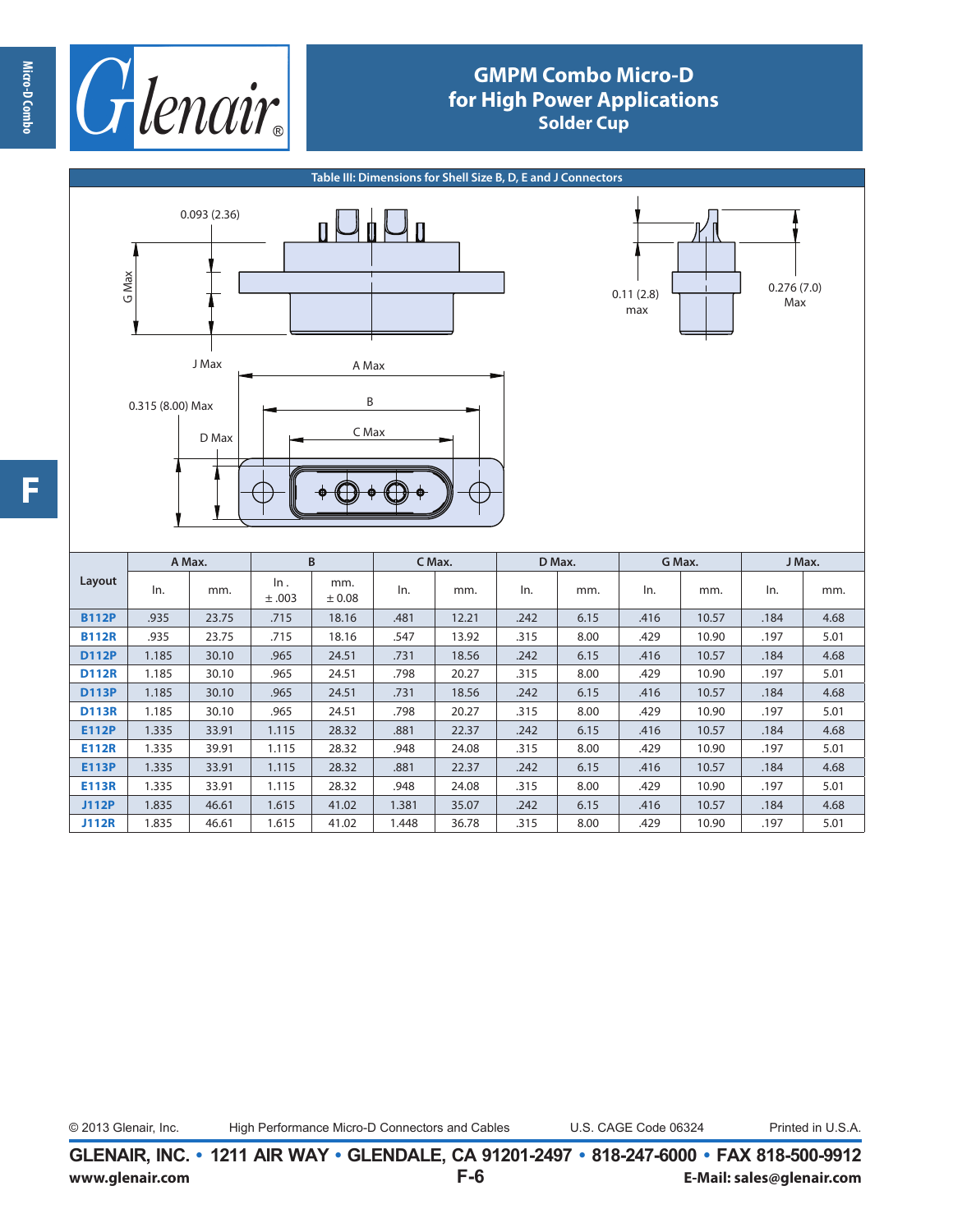# GMPM Combo Micro-D for High Power Applications
## Solder Cup

### Table III: Dimensions for Shell Size B, D, E and J Connectors

0.093 (2.36)

G Max

J Max

A Max

0.11 (2.8) max

0.276 (7.0) Max

0.315 (8.00) Max

B

C Max

D Max

| Layout | A Max. | | B | | C Max. | | D Max. | | G Max. | | J Max. | |
|---|---|---|---|---|---|---|---|---|---|---|---|---|
| | In. | mm. | In. ± .003 | mm. ± 0.08 | In. | mm. | In. | mm. | In. | mm. | In. | mm. |
| B112P | .935 | 23.75 | .715 | 18.16 | .481 | 12.21 | .242 | 6.15 | .416 | 10.57 | .184 | 4.68 |
| B112R | .935 | 23.75 | .715 | 18.16 | .547 | 13.92 | .315 | 8.00 | .429 | 10.90 | .197 | 5.01 |
| D112P | 1.185 | 30.10 | .965 | 24.51 | .731 | 18.56 | .242 | 6.15 | .416 | 10.57 | .184 | 4.68 |
| D112R | 1.185 | 30.10 | .965 | 24.51 | .798 | 20.27 | .315 | 8.00 | .429 | 10.90 | .197 | 5.01 |
| D113P | 1.185 | 30.10 | .965 | 24.51 | .731 | 18.56 | .242 | 6.15 | .416 | 10.57 | .184 | 4.68 |
| D113R | 1.185 | 30.10 | .965 | 24.51 | .798 | 20.27 | .315 | 8.00 | .429 | 10.90 | .197 | 5.01 |
| E112P | 1.335 | 33.91 | 1.115 | 28.32 | .881 | 22.37 | .242 | 6.15 | .416 | 10.57 | .184 | 4.68 |
| E112R | 1.335 | 39.91 | 1.115 | 28.32 | .948 | 24.08 | .315 | 8.00 | .429 | 10.90 | .197 | 5.01 |
| E113P | 1.335 | 33.91 | 1.115 | 28.32 | .881 | 22.37 | .242 | 6.15 | .416 | 10.57 | .184 | 4.68 |
| E113R | 1.335 | 33.91 | 1.115 | 28.32 | .948 | 24.08 | .315 | 8.00 | .429 | 10.90 | .197 | 5.01 |
| J112P | 1.835 | 46.61 | 1.615 | 41.02 | 1.381 | 35.07 | .242 | 6.15 | .416 | 10.57 | .184 | 4.68 |
| J112R | 1.835 | 46.61 | 1.615 | 41.02 | 1.448 | 36.78 | .315 | 8.00 | .429 | 10.90 | .197 | 5.01 |